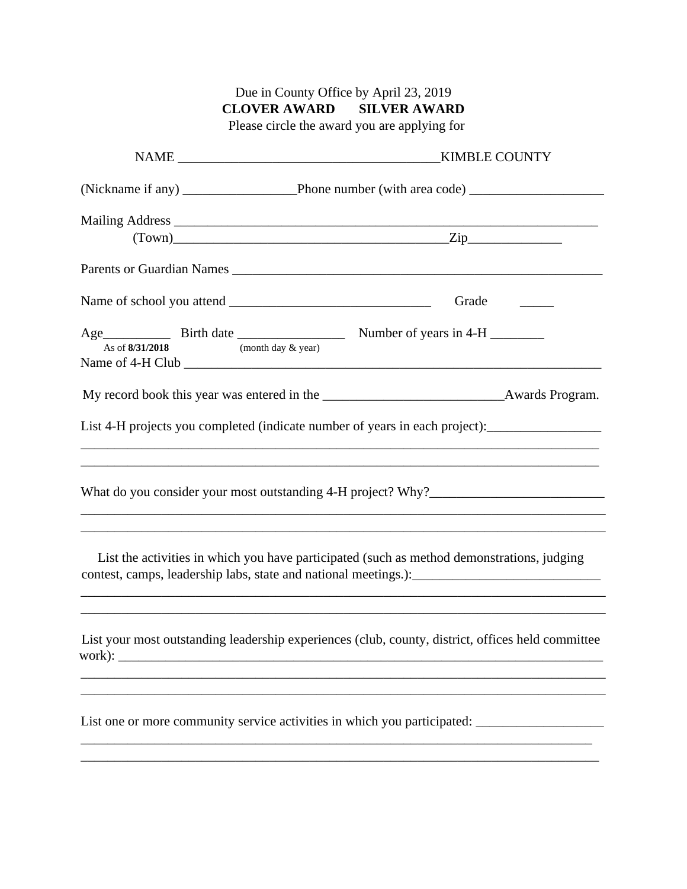Due in County Office by April 23, 2019

**CLOVER AWARD      SILVER AWARD**

Please circle the award you are applying for

NAME ________________________________________KIMBLE COUNTY

(Nickname if any) _________________Phone number (with area code) ____________________

Mailing Address ___________________________________________________________________

(Town)__________________________________________Zip______________

Parents or Guardian Names __________________________________________________________

Name of school you attend _______________________________     Grade     _____

Age__________ Birth date ________________ Number of years in 4-H ________

As of **8/31/2018**     (month day & year)

Name of 4-H Club _______________________________________________________________

My record book this year was entered in the ___________________________Awards Program.

List 4-H projects you completed (indicate number of years in each project):_________________

_______________________________________________________________________________

_______________________________________________________________________________

What do you consider your most outstanding 4-H project? Why?__________________________

_______________________________________________________________________________

_______________________________________________________________________________

List the activities in which you have participated (such as method demonstrations, judging contest, camps, leadership labs, state and national meetings.):____________________________

_______________________________________________________________________________

_______________________________________________________________________________

List your most outstanding leadership experiences (club, county, district, offices held committee work): ___________________________________________________________________________

_______________________________________________________________________________

_______________________________________________________________________________

List one or more community service activities in which you participated: ___________________

_______________________________________________________________________________

_______________________________________________________________________________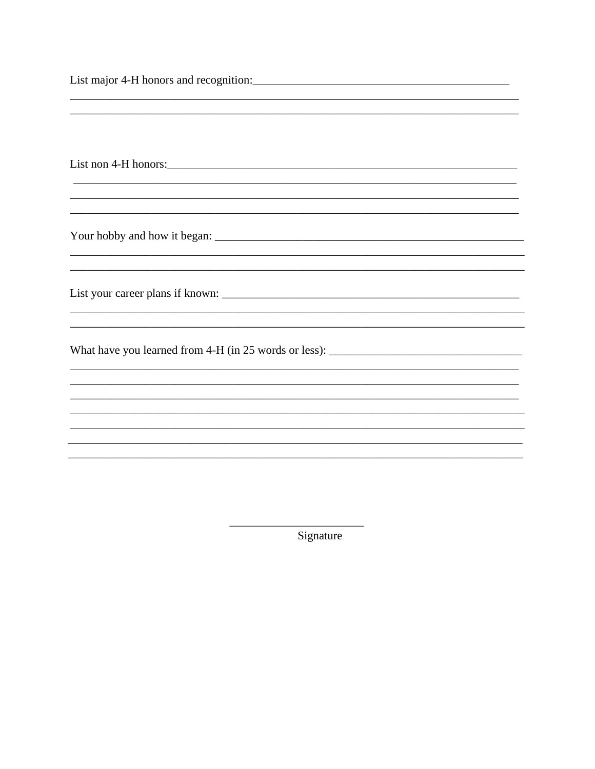List major 4-H honors and recognition:_____________________________________________
___________________________________________________________________________
___________________________________________________________________________

List non 4-H honors:_______________________________________________________________
___________________________________________________________________________
___________________________________________________________________________
___________________________________________________________________________

Your hobby and how it began: _______________________________________________________
___________________________________________________________________________
___________________________________________________________________________

List your career plans if known: _____________________________________________________
___________________________________________________________________________
___________________________________________________________________________

What have you learned from 4-H (in 25 words or less): _________________________________
___________________________________________________________________________
___________________________________________________________________________
___________________________________________________________________________
___________________________________________________________________________
___________________________________________________________________________
___________________________________________________________________________
___________________________________________________________________________

_______________________

Signature